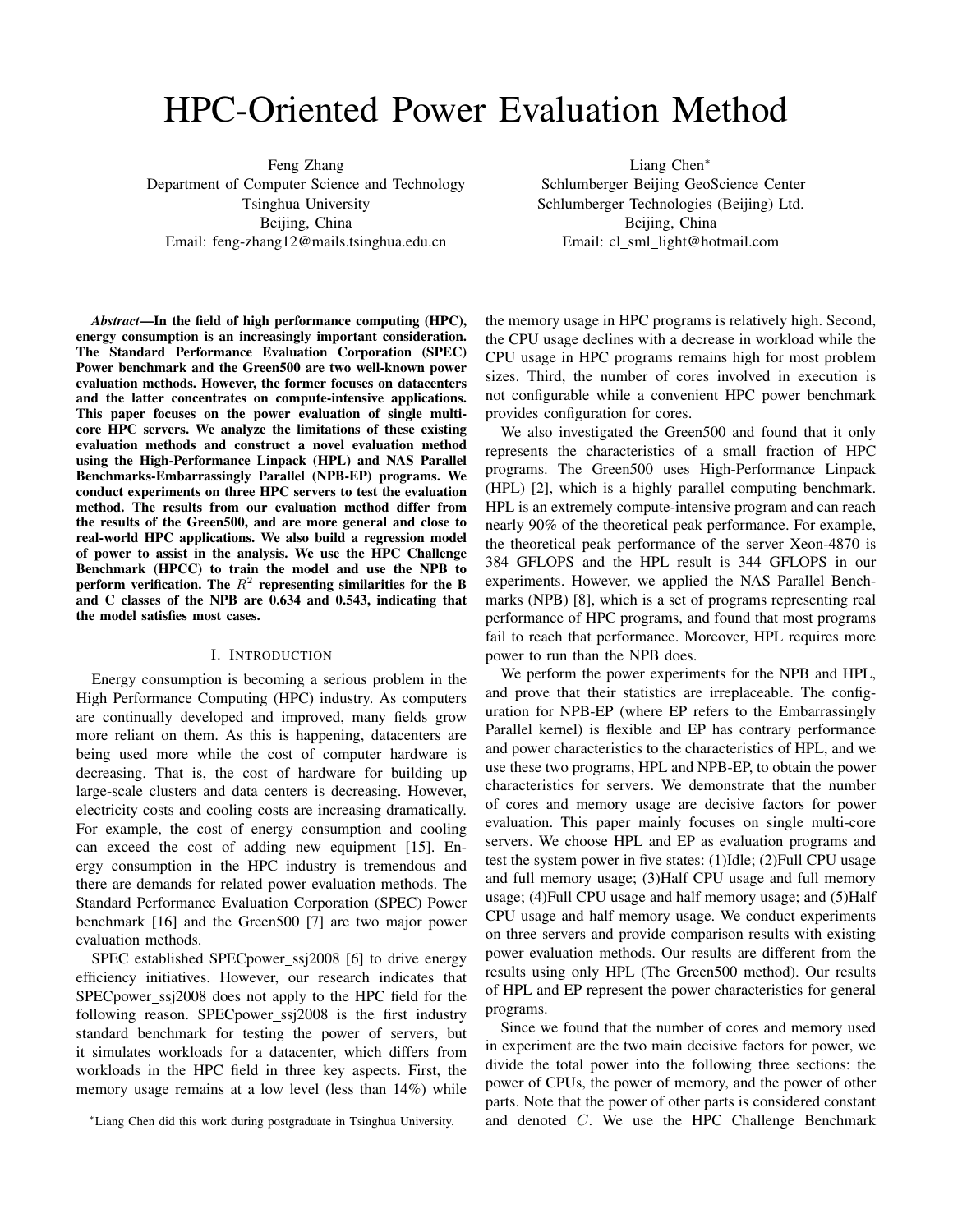# HPC-Oriented Power Evaluation Method

Feng Zhang
Department of Computer Science and Technology
Tsinghua University
Beijing, China
Email: feng-zhang12@mails.tsinghua.edu.cn

Liang Chen*
Schlumberger Beijing GeoScience Center
Schlumberger Technologies (Beijing) Ltd.
Beijing, China
Email: cl_sml_light@hotmail.com

***Abstract*—In the field of high performance computing (HPC), energy consumption is an increasingly important consideration. The Standard Performance Evaluation Corporation (SPEC) Power benchmark and the Green500 are two well-known power evaluation methods. However, the former focuses on datacenters and the latter concentrates on compute-intensive applications. This paper focuses on the power evaluation of single multi-core HPC servers. We analyze the limitations of these existing evaluation methods and construct a novel evaluation method using the High-Performance Linpack (HPL) and NAS Parallel Benchmarks-Embarrassingly Parallel (NPB-EP) programs. We conduct experiments on three HPC servers to test the evaluation method. The results from our evaluation method differ from the results of the Green500, and are more general and close to real-world HPC applications. We also build a regression model of power to assist in the analysis. We use the HPC Challenge Benchmark (HPCC) to train the model and use the NPB to perform verification. The $R^2$ representing similarities for the B and C classes of the NPB are 0.634 and 0.543, indicating that the model satisfies most cases.**

## I. Introduction

Energy consumption is becoming a serious problem in the High Performance Computing (HPC) industry. As computers are continually developed and improved, many fields grow more reliant on them. As this is happening, datacenters are being used more while the cost of computer hardware is decreasing. That is, the cost of hardware for building up large-scale clusters and data centers is decreasing. However, electricity costs and cooling costs are increasing dramatically. For example, the cost of energy consumption and cooling can exceed the cost of adding new equipment [15]. Energy consumption in the HPC industry is tremendous and there are demands for related power evaluation methods. The Standard Performance Evaluation Corporation (SPEC) Power benchmark [16] and the Green500 [7] are two major power evaluation methods.

SPEC established SPECpower_ssj2008 [6] to drive energy efficiency initiatives. However, our research indicates that SPECpower_ssj2008 does not apply to the HPC field for the following reason. SPECpower_ssj2008 is the first industry standard benchmark for testing the power of servers, but it simulates workloads for a datacenter, which differs from workloads in the HPC field in three key aspects. First, the memory usage remains at a low level (less than 14%) while the memory usage in HPC programs is relatively high. Second, the CPU usage declines with a decrease in workload while the CPU usage in HPC programs remains high for most problem sizes. Third, the number of cores involved in execution is not configurable while a convenient HPC power benchmark provides configuration for cores.

We also investigated the Green500 and found that it only represents the characteristics of a small fraction of HPC programs. The Green500 uses High-Performance Linpack (HPL) [2], which is a highly parallel computing benchmark. HPL is an extremely compute-intensive program and can reach nearly 90% of the theoretical peak performance. For example, the theoretical peak performance of the server Xeon-4870 is 384 GFLOPS and the HPL result is 344 GFLOPS in our experiments. However, we applied the NAS Parallel Benchmarks (NPB) [8], which is a set of programs representing real performance of HPC programs, and found that most programs fail to reach that performance. Moreover, HPL requires more power to run than the NPB does.

We perform the power experiments for the NPB and HPL, and prove that their statistics are irreplaceable. The configuration for NPB-EP (where EP refers to the Embarrassingly Parallel kernel) is flexible and EP has contrary performance and power characteristics to the characteristics of HPL, and we use these two programs, HPL and NPB-EP, to obtain the power characteristics for servers. We demonstrate that the number of cores and memory usage are decisive factors for power evaluation. This paper mainly focuses on single multi-core servers. We choose HPL and EP as evaluation programs and test the system power in five states: (1)Idle; (2)Full CPU usage and full memory usage; (3)Half CPU usage and full memory usage; (4)Full CPU usage and half memory usage; and (5)Half CPU usage and half memory usage. We conduct experiments on three servers and provide comparison results with existing power evaluation methods. Our results are different from the results using only HPL (The Green500 method). Our results of HPL and EP represent the power characteristics for general programs.

Since we found that the number of cores and memory used in experiment are the two main decisive factors for power, we divide the total power into the following three sections: the power of CPUs, the power of memory, and the power of other parts. Note that the power of other parts is considered constant and denoted $C$. We use the HPC Challenge Benchmark

*Liang Chen did this work during postgraduate in Tsinghua University.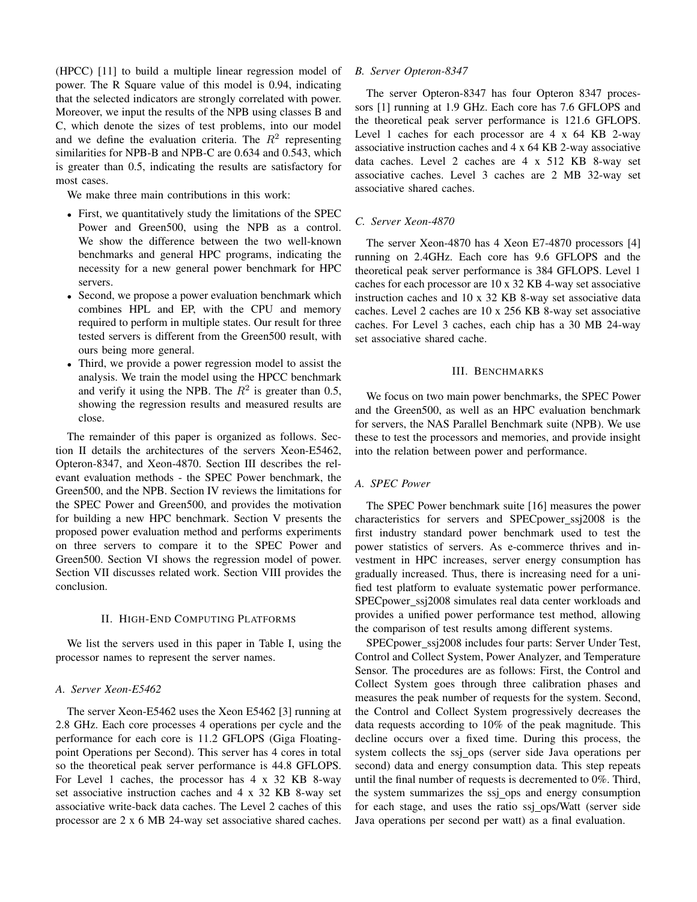(HPCC) [11] to build a multiple linear regression model of power. The R Square value of this model is 0.94, indicating that the selected indicators are strongly correlated with power. Moreover, we input the results of the NPB using classes B and C, which denote the sizes of test problems, into our model and we define the evaluation criteria. The $R^2$ representing similarities for NPB-B and NPB-C are 0.634 and 0.543, which is greater than 0.5, indicating the results are satisfactory for most cases.

We make three main contributions in this work:

- First, we quantitatively study the limitations of the SPEC Power and Green500, using the NPB as a control. We show the difference between the two well-known benchmarks and general HPC programs, indicating the necessity for a new general power benchmark for HPC servers.
- Second, we propose a power evaluation benchmark which combines HPL and EP, with the CPU and memory required to perform in multiple states. Our result for three tested servers is different from the Green500 result, with ours being more general.
- Third, we provide a power regression model to assist the analysis. We train the model using the HPCC benchmark and verify it using the NPB. The $R^2$ is greater than 0.5, showing the regression results and measured results are close.

The remainder of this paper is organized as follows. Section II details the architectures of the servers Xeon-E5462, Opteron-8347, and Xeon-4870. Section III describes the relevant evaluation methods - the SPEC Power benchmark, the Green500, and the NPB. Section IV reviews the limitations for the SPEC Power and Green500, and provides the motivation for building a new HPC benchmark. Section V presents the proposed power evaluation method and performs experiments on three servers to compare it to the SPEC Power and Green500. Section VI shows the regression model of power. Section VII discusses related work. Section VIII provides the conclusion.

## II. High-End Computing Platforms

We list the servers used in this paper in Table I, using the processor names to represent the server names.

### A. Server Xeon-E5462

The server Xeon-E5462 uses the Xeon E5462 [3] running at 2.8 GHz. Each core processes 4 operations per cycle and the performance for each core is 11.2 GFLOPS (Giga Floating-point Operations per Second). This server has 4 cores in total so the theoretical peak server performance is 44.8 GFLOPS. For Level 1 caches, the processor has 4 x 32 KB 8-way set associative instruction caches and 4 x 32 KB 8-way set associative write-back data caches. The Level 2 caches of this processor are 2 x 6 MB 24-way set associative shared caches.

### B. Server Opteron-8347

The server Opteron-8347 has four Opteron 8347 processors [1] running at 1.9 GHz. Each core has 7.6 GFLOPS and the theoretical peak server performance is 121.6 GFLOPS. Level 1 caches for each processor are 4 x 64 KB 2-way associative instruction caches and 4 x 64 KB 2-way associative data caches. Level 2 caches are 4 x 512 KB 8-way set associative caches. Level 3 caches are 2 MB 32-way set associative shared caches.

### C. Server Xeon-4870

The server Xeon-4870 has 4 Xeon E7-4870 processors [4] running on 2.4GHz. Each core has 9.6 GFLOPS and the theoretical peak server performance is 384 GFLOPS. Level 1 caches for each processor are 10 x 32 KB 4-way set associative instruction caches and 10 x 32 KB 8-way set associative data caches. Level 2 caches are 10 x 256 KB 8-way set associative caches. For Level 3 caches, each chip has a 30 MB 24-way set associative shared cache.

## III. Benchmarks

We focus on two main power benchmarks, the SPEC Power and the Green500, as well as an HPC evaluation benchmark for servers, the NAS Parallel Benchmark suite (NPB). We use these to test the processors and memories, and provide insight into the relation between power and performance.

### A. SPEC Power

The SPEC Power benchmark suite [16] measures the power characteristics for servers and SPECpower_ssj2008 is the first industry standard power benchmark used to test the power statistics of servers. As e-commerce thrives and investment in HPC increases, server energy consumption has gradually increased. Thus, there is increasing need for a unified test platform to evaluate systematic power performance. SPECpower_ssj2008 simulates real data center workloads and provides a unified power performance test method, allowing the comparison of test results among different systems.

SPECpower_ssj2008 includes four parts: Server Under Test, Control and Collect System, Power Analyzer, and Temperature Sensor. The procedures are as follows: First, the Control and Collect System goes through three calibration phases and measures the peak number of requests for the system. Second, the Control and Collect System progressively decreases the data requests according to 10% of the peak magnitude. This decline occurs over a fixed time. During this process, the system collects the ssj_ops (server side Java operations per second) data and energy consumption data. This step repeats until the final number of requests is decremented to 0%. Third, the system summarizes the ssj_ops and energy consumption for each stage, and uses the ratio ssj_ops/Watt (server side Java operations per second per watt) as a final evaluation.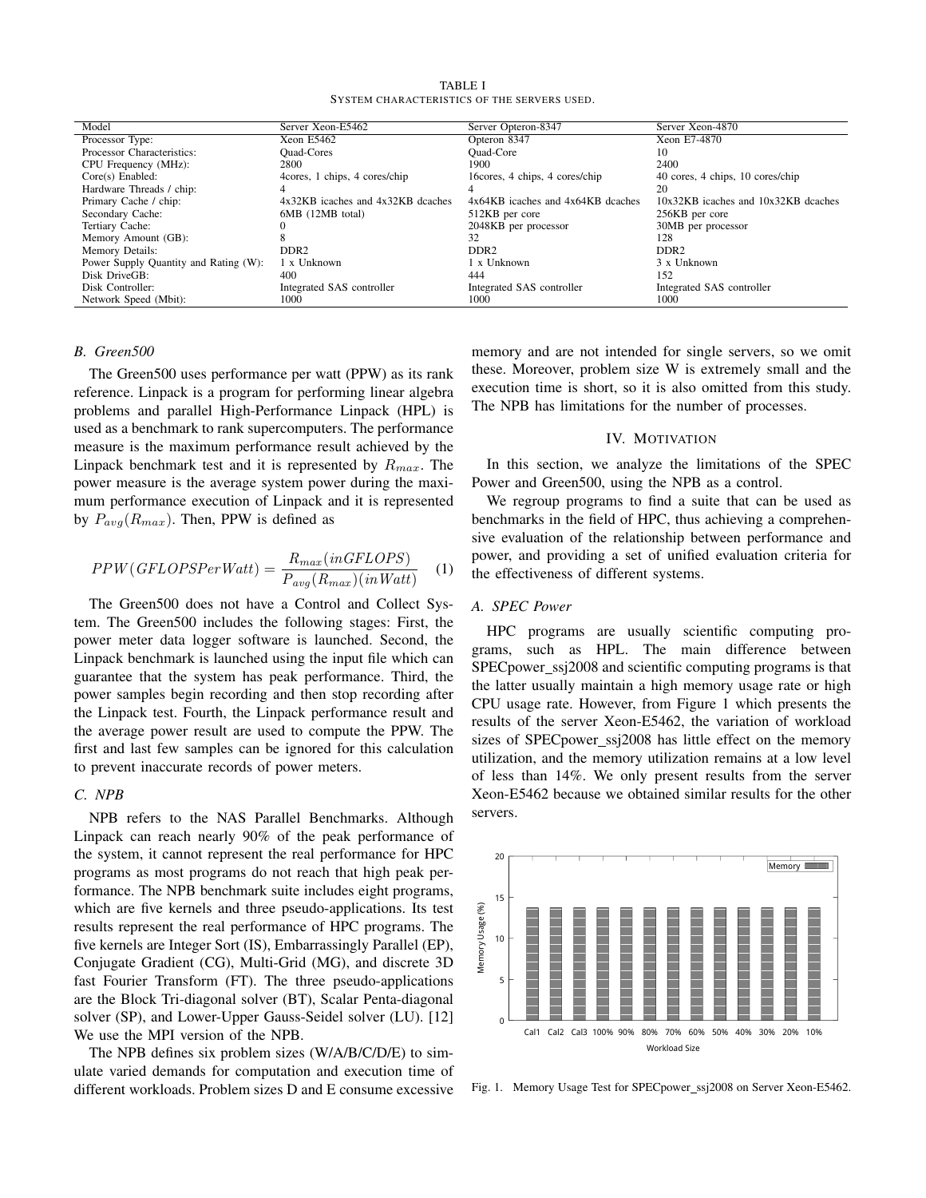TABLE I
SYSTEM CHARACTERISTICS OF THE SERVERS USED.

| Model | Server Xeon-E5462 | Server Opteron-8347 | Server Xeon-4870 |
|---|---|---|---|
| Processor Type: | Xeon E5462 | Opteron 8347 | Xeon E7-4870 |
| Processor Characteristics: | Quad-Cores | Quad-Core | 10 |
| CPU Frequency (MHz): | 2800 | 1900 | 2400 |
| Core(s) Enabled: | 4cores, 1 chips, 4 cores/chip | 16cores, 4 chips, 4 cores/chip | 40 cores, 4 chips, 10 cores/chip |
| Hardware Threads / chip: | 4 | 4 | 20 |
| Primary Cache / chip: | 4x32KB icaches and 4x32KB dcaches | 4x64KB icaches and 4x64KB dcaches | 10x32KB icaches and 10x32KB dcaches |
| Secondary Cache: | 6MB (12MB total) | 512KB per core | 256KB per core |
| Tertiary Cache: | 0 | 2048KB per processor | 30MB per processor |
| Memory Amount (GB): | 8 | 32 | 128 |
| Memory Details: | DDR2 | DDR2 | DDR2 |
| Power Supply Quantity and Rating (W): | 1 x Unknown | 1 x Unknown | 3 x Unknown |
| Disk DriveGB: | 400 | 444 | 152 |
| Disk Controller: | Integrated SAS controller | Integrated SAS controller | Integrated SAS controller |
| Network Speed (Mbit): | 1000 | 1000 | 1000 |

### B. Green500

The Green500 uses performance per watt (PPW) as its rank reference. Linpack is a program for performing linear algebra problems and parallel High-Performance Linpack (HPL) is used as a benchmark to rank supercomputers. The performance measure is the maximum performance result achieved by the Linpack benchmark test and it is represented by $R_{max}$. The power measure is the average system power during the maximum performance execution of Linpack and it is represented by $P_{avg}(R_{max})$. Then, PPW is defined as

$$PPW(GFLOPSPerWatt) = \frac{R_{max}(inGFLOPS)}{P_{avg}(R_{max})(inWatt)} \quad (1)$$

The Green500 does not have a Control and Collect System. The Green500 includes the following stages: First, the power meter data logger software is launched. Second, the Linpack benchmark is launched using the input file which can guarantee that the system has peak performance. Third, the power samples begin recording and then stop recording after the Linpack test. Fourth, the Linpack performance result and the average power result are used to compute the PPW. The first and last few samples can be ignored for this calculation to prevent inaccurate records of power meters.

### C. NPB

NPB refers to the NAS Parallel Benchmarks. Although Linpack can reach nearly 90% of the peak performance of the system, it cannot represent the real performance for HPC programs as most programs do not reach that high peak performance. The NPB benchmark suite includes eight programs, which are five kernels and three pseudo-applications. Its test results represent the real performance of HPC programs. The five kernels are Integer Sort (IS), Embarrassingly Parallel (EP), Conjugate Gradient (CG), Multi-Grid (MG), and discrete 3D fast Fourier Transform (FT). The three pseudo-applications are the Block Tri-diagonal solver (BT), Scalar Penta-diagonal solver (SP), and Lower-Upper Gauss-Seidel solver (LU). [12] We use the MPI version of the NPB.

The NPB defines six problem sizes (W/A/B/C/D/E) to simulate varied demands for computation and execution time of different workloads. Problem sizes D and E consume excessive memory and are not intended for single servers, so we omit these. Moreover, problem size W is extremely small and the execution time is short, so it is also omitted from this study. The NPB has limitations for the number of processes.

## IV. MOTIVATION

In this section, we analyze the limitations of the SPEC Power and Green500, using the NPB as a control.

We regroup programs to find a suite that can be used as benchmarks in the field of HPC, thus achieving a comprehensive evaluation of the relationship between performance and power, and providing a set of unified evaluation criteria for the effectiveness of different systems.

### A. SPEC Power

HPC programs are usually scientific computing programs, such as HPL. The main difference between SPECpower_ssj2008 and scientific computing programs is that the latter usually maintain a high memory usage rate or high CPU usage rate. However, from Figure 1 which presents the results of the server Xeon-E5462, the variation of workload sizes of SPECpower_ssj2008 has little effect on the memory utilization, and the memory utilization remains at a low level of less than 14%. We only present results from the server Xeon-E5462 because we obtained similar results for the other servers.

Fig. 1. Memory Usage Test for SPECpower_ssj2008 on Server Xeon-E5462.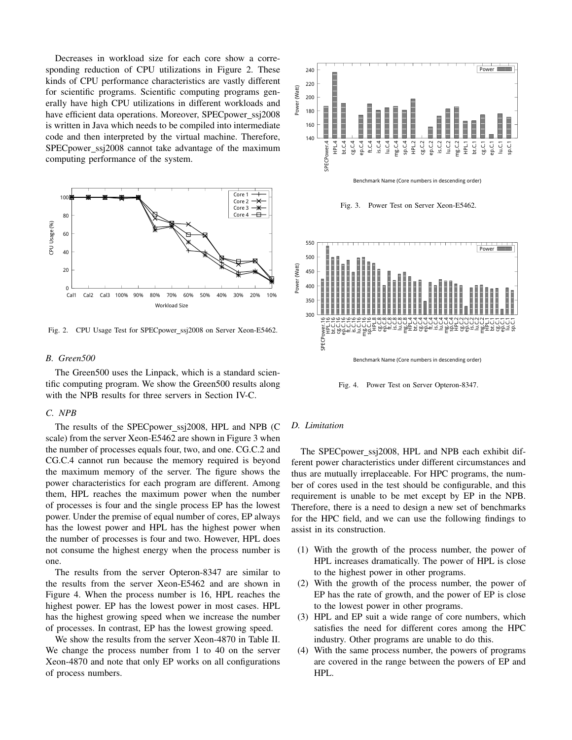Decreases in workload size for each core show a corresponding reduction of CPU utilizations in Figure 2. These kinds of CPU performance characteristics are vastly different for scientific programs. Scientific computing programs generally have high CPU utilizations in different workloads and have efficient data operations. Moreover, SPECpower_ssj2008 is written in Java which needs to be compiled into intermediate code and then interpreted by the virtual machine. Therefore, SPECpower_ssj2008 cannot take advantage of the maximum computing performance of the system.

Fig. 2. CPU Usage Test for SPECpower_ssj2008 on Server Xeon-E5462.

### B. Green500

The Green500 uses the Linpack, which is a standard scientific computing program. We show the Green500 results along with the NPB results for three servers in Section IV-C.

### C. NPB

The results of the SPECpower_ssj2008, HPL and NPB (C scale) from the server Xeon-E5462 are shown in Figure 3 when the number of processes equals four, two, and one. CG.C.2 and CG.C.4 cannot run because the memory required is beyond the maximum memory of the server. The figure shows the power characteristics for each program are different. Among them, HPL reaches the maximum power when the number of processes is four and the single process EP has the lowest power. Under the premise of equal number of cores, EP always has the lowest power and HPL has the highest power when the number of processes is four and two. However, HPL does not consume the highest energy when the process number is one.

The results from the server Opteron-8347 are similar to the results from the server Xeon-E5462 and are shown in Figure 4. When the process number is 16, HPL reaches the highest power. EP has the lowest power in most cases. HPL has the highest growing speed when we increase the number of processes. In contrast, EP has the lowest growing speed.

We show the results from the server Xeon-4870 in Table II. We change the process number from 1 to 40 on the server Xeon-4870 and note that only EP works on all configurations of process numbers.

Fig. 3. Power Test on Server Xeon-E5462.

Fig. 4. Power Test on Server Opteron-8347.

### D. Limitation

The SPECpower_ssj2008, HPL and NPB each exhibit different power characteristics under different circumstances and thus are mutually irreplaceable. For HPC programs, the number of cores used in the test should be configurable, and this requirement is unable to be met except by EP in the NPB. Therefore, there is a need to design a new set of benchmarks for the HPC field, and we can use the following findings to assist in its construction.

(1) With the growth of the process number, the power of HPL increases dramatically. The power of HPL is close to the highest power in other programs.

(2) With the growth of the process number, the power of EP has the rate of growth, and the power of EP is close to the lowest power in other programs.

(3) HPL and EP suit a wide range of core numbers, which satisfies the need for different cores among the HPC industry. Other programs are unable to do this.

(4) With the same process number, the powers of programs are covered in the range between the powers of EP and HPL.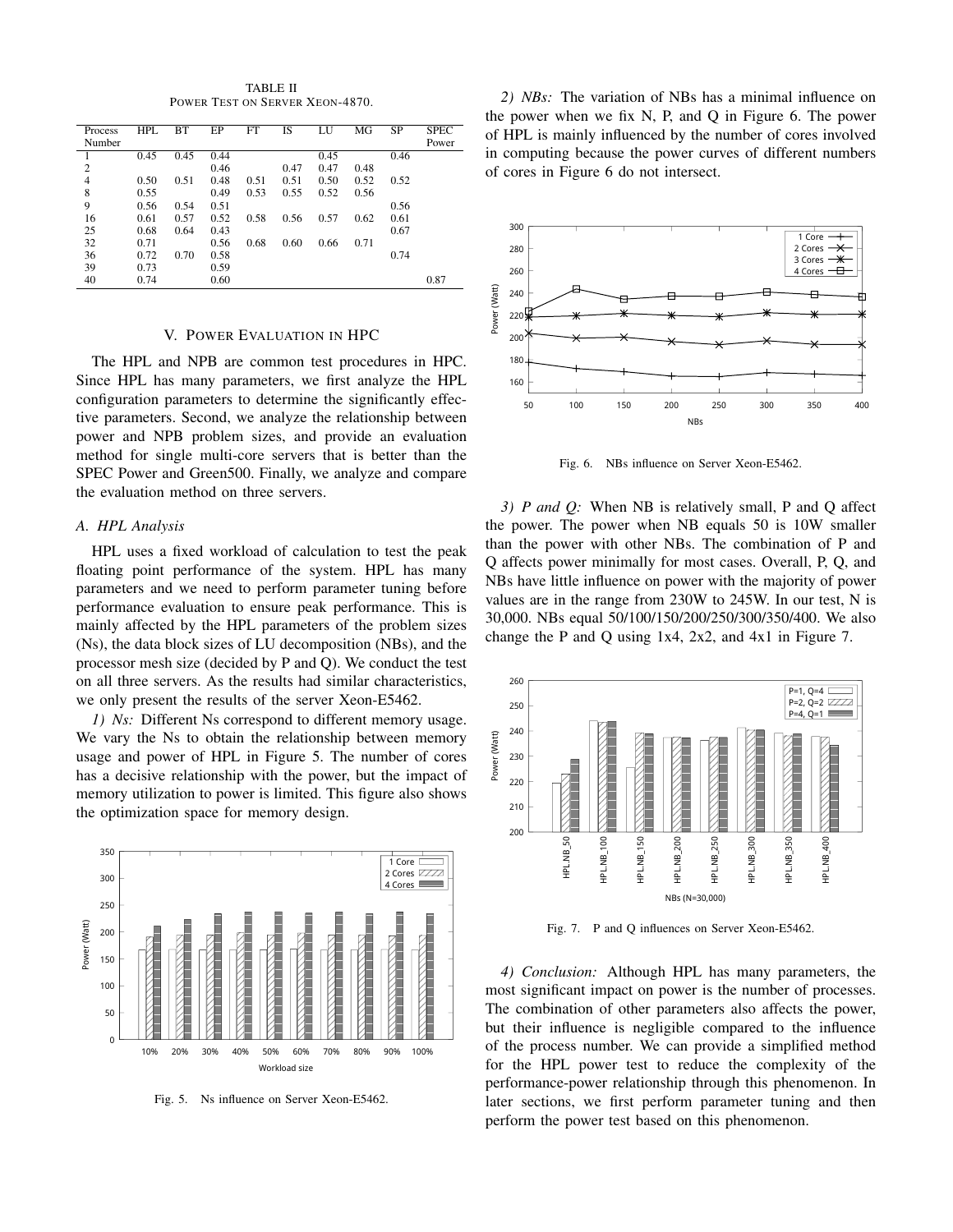TABLE II
POWER TEST ON SERVER XEON-4870.

| Process Number | HPL | BT | EP | FT | IS | LU | MG | SP | SPEC Power |
|---|---|---|---|---|---|---|---|---|---|
| 1 | 0.45 | 0.45 | 0.44 | | | 0.45 | | 0.46 | |
| 2 | | | 0.46 | | 0.47 | 0.47 | 0.48 | | |
| 4 | 0.50 | 0.51 | 0.48 | 0.51 | 0.51 | 0.50 | 0.52 | 0.52 | |
| 8 | 0.55 | | 0.49 | 0.53 | 0.55 | 0.52 | 0.56 | | |
| 9 | 0.56 | 0.54 | 0.51 | | | | | 0.56 | |
| 16 | 0.61 | 0.57 | 0.52 | 0.58 | 0.56 | 0.57 | 0.62 | 0.61 | |
| 25 | 0.68 | 0.64 | 0.43 | | | | | 0.67 | |
| 32 | 0.71 | | 0.56 | 0.68 | 0.60 | 0.66 | 0.71 | | |
| 36 | 0.72 | 0.70 | 0.58 | | | | | 0.74 | |
| 39 | 0.73 | | 0.59 | | | | | | |
| 40 | 0.74 | | 0.60 | | | | | | 0.87 |

## V. POWER EVALUATION IN HPC

The HPL and NPB are common test procedures in HPC. Since HPL has many parameters, we first analyze the HPL configuration parameters to determine the significantly effective parameters. Second, we analyze the relationship between power and NPB problem sizes, and provide an evaluation method for single multi-core servers that is better than the SPEC Power and Green500. Finally, we analyze and compare the evaluation method on three servers.

### A. HPL Analysis

HPL uses a fixed workload of calculation to test the peak floating point performance of the system. HPL has many parameters and we need to perform parameter tuning before performance evaluation to ensure peak performance. This is mainly affected by the HPL parameters of the problem sizes (Ns), the data block sizes of LU decomposition (NBs), and the processor mesh size (decided by P and Q). We conduct the test on all three servers. As the results had similar characteristics, we only present the results of the server Xeon-E5462.

*1) Ns:* Different Ns correspond to different memory usage. We vary the Ns to obtain the relationship between memory usage and power of HPL in Figure 5. The number of cores has a decisive relationship with the power, but the impact of memory utilization to power is limited. This figure also shows the optimization space for memory design.

Fig. 5. Ns influence on Server Xeon-E5462.

*2) NBs:* The variation of NBs has a minimal influence on the power when we fix N, P, and Q in Figure 6. The power of HPL is mainly influenced by the number of cores involved in computing because the power curves of different numbers of cores in Figure 6 do not intersect.

Fig. 6. NBs influence on Server Xeon-E5462.

*3) P and Q:* When NB is relatively small, P and Q affect the power. The power when NB equals 50 is 10W smaller than the power with other NBs. The combination of P and Q affects power minimally for most cases. Overall, P, Q, and NBs have little influence on power with the majority of power values are in the range from 230W to 245W. In our test, N is 30,000. NBs equal 50/100/150/200/250/300/350/400. We also change the P and Q using 1x4, 2x2, and 4x1 in Figure 7.

Fig. 7. P and Q influences on Server Xeon-E5462.

*4) Conclusion:* Although HPL has many parameters, the most significant impact on power is the number of processes. The combination of other parameters also affects the power, but their influence is negligible compared to the influence of the process number. We can provide a simplified method for the HPL power test to reduce the complexity of the performance-power relationship through this phenomenon. In later sections, we first perform parameter tuning and then perform the power test based on this phenomenon.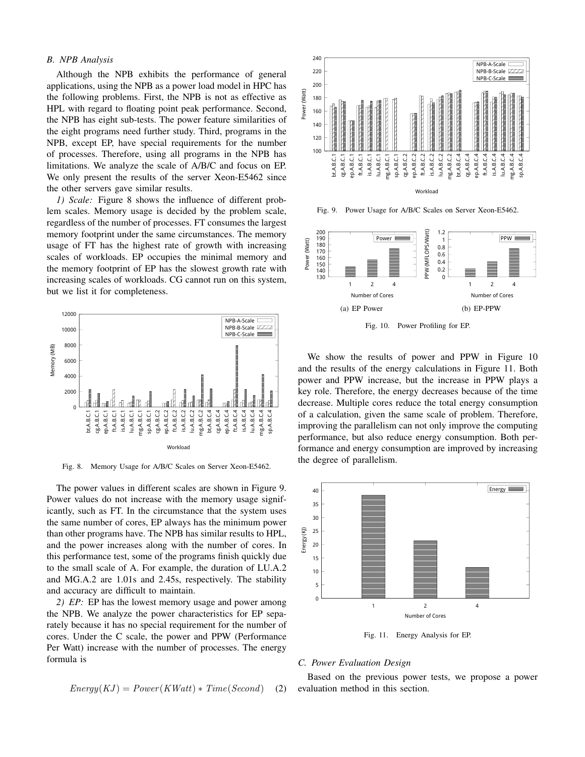### B. NPB Analysis

Although the NPB exhibits the performance of general applications, using the NPB as a power load model in HPC has the following problems. First, the NPB is not as effective as HPL with regard to floating point peak performance. Second, the NPB has eight sub-tests. The power feature similarities of the eight programs need further study. Third, programs in the NPB, except EP, have special requirements for the number of processes. Therefore, using all programs in the NPB has limitations. We analyze the scale of A/B/C and focus on EP. We only present the results of the server Xeon-E5462 since the other servers gave similar results.

*1) Scale:* Figure 8 shows the influence of different problem scales. Memory usage is decided by the problem scale, regardless of the number of processes. FT consumes the largest memory footprint under the same circumstances. The memory usage of FT has the highest rate of growth with increasing scales of workloads. EP occupies the minimal memory and the memory footprint of EP has the slowest growth rate with increasing scales of workloads. CG cannot run on this system, but we list it for completeness.

Fig. 8. Memory Usage for A/B/C Scales on Server Xeon-E5462.

The power values in different scales are shown in Figure 9. Power values do not increase with the memory usage significantly, such as FT. In the circumstance that the system uses the same number of cores, EP always has the minimum power than other programs have. The NPB has similar results to HPL, and the power increases along with the number of cores. In this performance test, some of the programs finish quickly due to the small scale of A. For example, the duration of LU.A.2 and MG.A.2 are 1.01s and 2.45s, respectively. The stability and accuracy are difficult to maintain.

*2) EP:* EP has the lowest memory usage and power among the NPB. We analyze the power characteristics for EP separately because it has no special requirement for the number of cores. Under the C scale, the power and PPW (Performance Per Watt) increase with the number of processes. The energy formula is

$$Energy(KJ) = Power(KWatt) * Time(Second) \quad (2)$$

Fig. 9. Power Usage for A/B/C Scales on Server Xeon-E5462.

(a) EP Power

(b) EP-PPW

Fig. 10. Power Profiling for EP.

We show the results of power and PPW in Figure 10 and the results of the energy calculations in Figure 11. Both power and PPW increase, but the increase in PPW plays a key role. Therefore, the energy decreases because of the time decrease. Multiple cores reduce the total energy consumption of a calculation, given the same scale of problem. Therefore, improving the parallelism can not only improve the computing performance, but also reduce energy consumption. Both performance and energy consumption are improved by increasing the degree of parallelism.

Fig. 11. Energy Analysis for EP.

### C. Power Evaluation Design

Based on the previous power tests, we propose a power evaluation method in this section.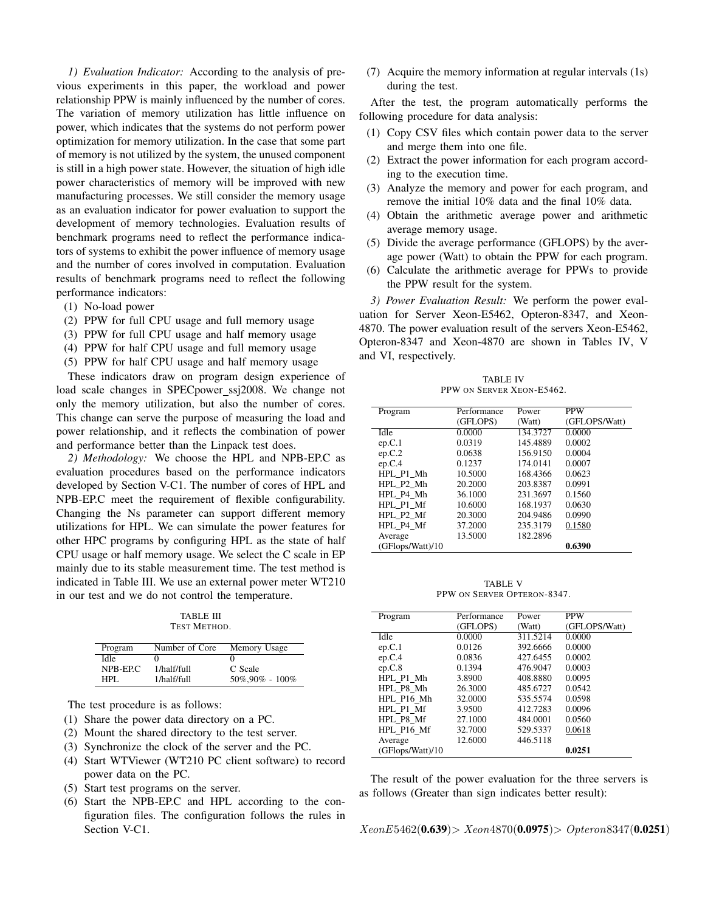*1) Evaluation Indicator:* According to the analysis of previous experiments in this paper, the workload and power relationship PPW is mainly influenced by the number of cores. The variation of memory utilization has little influence on power, which indicates that the systems do not perform power optimization for memory utilization. In the case that some part of memory is not utilized by the system, the unused component is still in a high power state. However, the situation of high idle power characteristics of memory will be improved with new manufacturing processes. We still consider the memory usage as an evaluation indicator for power evaluation to support the development of memory technologies. Evaluation results of benchmark programs need to reflect the performance indicators of systems to exhibit the power influence of memory usage and the number of cores involved in computation. Evaluation results of benchmark programs need to reflect the following performance indicators:

(1) No-load power
(2) PPW for full CPU usage and full memory usage
(3) PPW for full CPU usage and half memory usage
(4) PPW for half CPU usage and full memory usage
(5) PPW for half CPU usage and half memory usage

These indicators draw on program design experience of load scale changes in SPECpower_ssj2008. We change not only the memory utilization, but also the number of cores. This change can serve the purpose of measuring the load and power relationship, and it reflects the combination of power and performance better than the Linpack test does.

*2) Methodology:* We choose the HPL and NPB-EP.C as evaluation procedures based on the performance indicators developed by Section V-C1. The number of cores of HPL and NPB-EP.C meet the requirement of flexible configurability. Changing the Ns parameter can support different memory utilizations for HPL. We can simulate the power features for other HPC programs by configuring HPL as the state of half CPU usage or half memory usage. We select the C scale in EP mainly due to its stable measurement time. The test method is indicated in Table III. We use an external power meter WT210 in our test and we do not control the temperature.

TABLE III
TEST METHOD.

| Program | Number of Core | Memory Usage |
|---|---|---|
| Idle | 0 | 0 |
| NPB-EP.C | 1/half/full | C Scale |
| HPL | 1/half/full | 50%,90% - 100% |

The test procedure is as follows:

(1) Share the power data directory on a PC.
(2) Mount the shared directory to the test server.
(3) Synchronize the clock of the server and the PC.
(4) Start WTViewer (WT210 PC client software) to record power data on the PC.
(5) Start test programs on the server.
(6) Start the NPB-EP.C and HPL according to the configuration files. The configuration follows the rules in Section V-C1.
(7) Acquire the memory information at regular intervals (1s) during the test.

After the test, the program automatically performs the following procedure for data analysis:

(1) Copy CSV files which contain power data to the server and merge them into one file.
(2) Extract the power information for each program according to the execution time.
(3) Analyze the memory and power for each program, and remove the initial 10% data and the final 10% data.
(4) Obtain the arithmetic average power and arithmetic average memory usage.
(5) Divide the average performance (GFLOPS) by the average power (Watt) to obtain the PPW for each program.
(6) Calculate the arithmetic average for PPWs to provide the PPW result for the system.

*3) Power Evaluation Result:* We perform the power evaluation for Server Xeon-E5462, Opteron-8347, and Xeon-4870. The power evaluation result of the servers Xeon-E5462, Opteron-8347 and Xeon-4870 are shown in Tables IV, V and VI, respectively.

TABLE IV
PPW ON SERVER XEON-E5462.

| Program | Performance (GFLOPS) | Power (Watt) | PPW (GFLOPS/Watt) |
|---|---|---|---|
| Idle | 0.0000 | 134.3727 | 0.0000 |
| ep.C.1 | 0.0319 | 145.4889 | 0.0002 |
| ep.C.2 | 0.0638 | 156.9150 | 0.0004 |
| ep.C.4 | 0.1237 | 174.0141 | 0.0007 |
| HPL_P1_Mh | 10.5000 | 168.4366 | 0.0623 |
| HPL_P2_Mh | 20.2000 | 203.8387 | 0.0991 |
| HPL_P4_Mh | 36.1000 | 231.3697 | 0.1560 |
| HPL_P1_Mf | 10.6000 | 168.1937 | 0.0630 |
| HPL_P2_Mf | 20.3000 | 204.9486 | 0.0990 |
| HPL_P4_Mf | 37.2000 | 235.3179 | 0.1580 |
| Average (GFlops/Watt)/10 | 13.5000 | 182.2896 | **0.6390** |

TABLE V
PPW ON SERVER OPTERON-8347.

| Program | Performance (GFLOPS) | Power (Watt) | PPW (GFLOPS/Watt) |
|---|---|---|---|
| Idle | 0.0000 | 311.5214 | 0.0000 |
| ep.C.1 | 0.0126 | 392.6666 | 0.0000 |
| ep.C.4 | 0.0836 | 427.6455 | 0.0002 |
| ep.C.8 | 0.1394 | 476.9047 | 0.0003 |
| HPL_P1_Mh | 3.8900 | 408.8880 | 0.0095 |
| HPL_P8_Mh | 26.3000 | 485.6727 | 0.0542 |
| HPL_P16_Mh | 32.0000 | 535.5574 | 0.0598 |
| HPL_P1_Mf | 3.9500 | 412.7283 | 0.0096 |
| HPL_P8_Mf | 27.1000 | 484.0001 | 0.0560 |
| HPL_P16_Mf | 32.7000 | 529.5337 | 0.0618 |
| Average (GFlops/Watt)/10 | 12.6000 | 446.5118 | **0.0251** |

The result of the power evaluation for the three servers is as follows (Greater than sign indicates better result):

$$XeonE5462(\mathbf{0.639}) > Xeon4870(\mathbf{0.0975}) > Opteron8347(\mathbf{0.0251})$$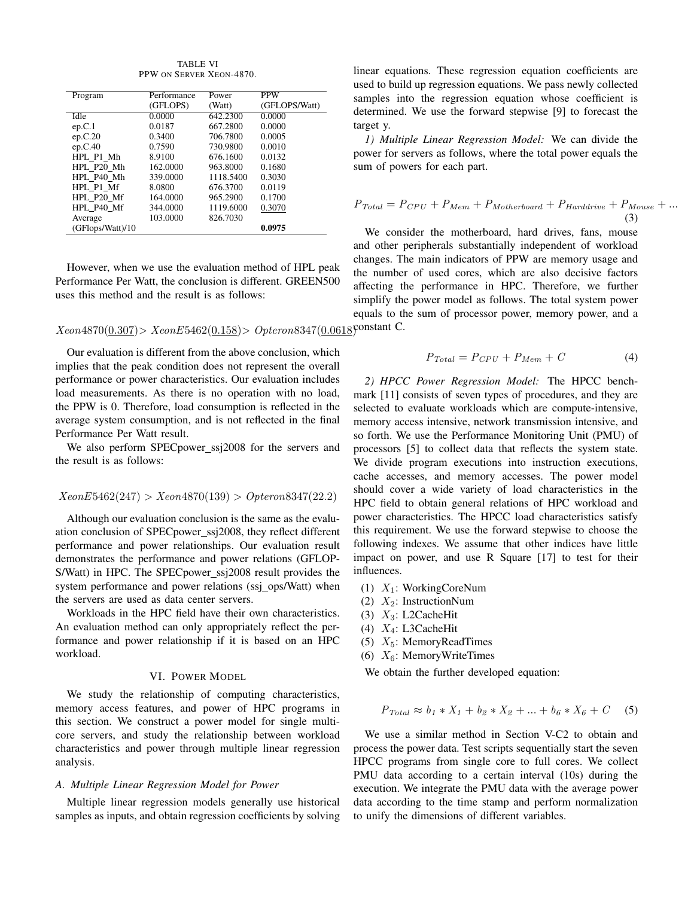TABLE VI
PPW ON SERVER XEON-4870.

| Program | Performance (GFLOPS) | Power (Watt) | PPW (GFLOPS/Watt) |
|---|---|---|---|
| Idle | 0.0000 | 642.2300 | 0.0000 |
| ep.C.1 | 0.0187 | 667.2800 | 0.0000 |
| ep.C.20 | 0.3400 | 706.7800 | 0.0005 |
| ep.C.40 | 0.7590 | 730.9800 | 0.0010 |
| HPL_P1_Mh | 8.9100 | 676.1600 | 0.0132 |
| HPL_P20_Mh | 162.0000 | 963.8000 | 0.1680 |
| HPL_P40_Mh | 339.0000 | 1118.5400 | 0.3030 |
| HPL_P1_Mf | 8.0800 | 676.3700 | 0.0119 |
| HPL_P20_Mf | 164.0000 | 965.2900 | 0.1700 |
| HPL_P40_Mf | 344.0000 | 1119.6000 | 0.3070 |
| Average | 103.0000 | 826.7030 | |
| (GFlops/Watt)/10 | | | **0.0975** |

However, when we use the evaluation method of HPL peak Performance Per Watt, the conclusion is different. GREEN500 uses this method and the result is as follows:

$$Xeon4870(\underline{0.307}) > XeonE5462(\underline{0.158}) > Opteron8347(\underline{0.0618})$$

Our evaluation is different from the above conclusion, which implies that the peak condition does not represent the overall performance or power characteristics. Our evaluation includes load measurements. As there is no operation with no load, the PPW is 0. Therefore, load consumption is reflected in the average system consumption, and is not reflected in the final Performance Per Watt result.

We also perform SPECpower_ssj2008 for the servers and the result is as follows:

$$XeonE5462(247) > Xeon4870(139) > Opteron8347(22.2)$$

Although our evaluation conclusion is the same as the evaluation conclusion of SPECpower_ssj2008, they reflect different performance and power relationships. Our evaluation result demonstrates the performance and power relations (GFLOPS/Watt) in HPC. The SPECpower_ssj2008 result provides the system performance and power relations (ssj_ops/Watt) when the servers are used as data center servers.

Workloads in the HPC field have their own characteristics. An evaluation method can only appropriately reflect the performance and power relationship if it is based on an HPC workload.

## VI. POWER MODEL

We study the relationship of computing characteristics, memory access features, and power of HPC programs in this section. We construct a power model for single multi-core servers, and study the relationship between workload characteristics and power through multiple linear regression analysis.

### A. Multiple Linear Regression Model for Power

Multiple linear regression models generally use historical samples as inputs, and obtain regression coefficients by solving linear equations. These regression equation coefficients are used to build up regression equations. We pass newly collected samples into the regression equation whose coefficient is determined. We use the forward stepwise [9] to forecast the target y.

*1) Multiple Linear Regression Model:* We can divide the power for servers as follows, where the total power equals the sum of powers for each part.

$$P_{Total} = P_{CPU} + P_{Mem} + P_{Motherboard} + P_{Harddrive} + P_{Mouse} + ... \quad (3)$$

We consider the motherboard, hard drives, fans, mouse and other peripherals substantially independent of workload changes. The main indicators of PPW are memory usage and the number of used cores, which are also decisive factors affecting the performance in HPC. Therefore, we further simplify the power model as follows. The total system power equals to the sum of processor power, memory power, and a constant C.

$$P_{Total} = P_{CPU} + P_{Mem} + C \quad (4)$$

*2) HPCC Power Regression Model:* The HPCC benchmark [11] consists of seven types of procedures, and they are selected to evaluate workloads which are compute-intensive, memory access intensive, network transmission intensive, and so forth. We use the Performance Monitoring Unit (PMU) of processors [5] to collect data that reflects the system state. We divide program executions into instruction executions, cache accesses, and memory accesses. The power model should cover a wide variety of load characteristics in the HPC field to obtain general relations of HPC workload and power characteristics. The HPCC load characteristics satisfy this requirement. We use the forward stepwise to choose the following indexes. We assume that other indices have little impact on power, and use R Square [17] to test for their influences.

(1) $X_1$: WorkingCoreNum
(2) $X_2$: InstructionNum
(3) $X_3$: L2CacheHit
(4) $X_4$: L3CacheHit
(5) $X_5$: MemoryReadTimes
(6) $X_6$: MemoryWriteTimes

We obtain the further developed equation:

$$P_{Total} \approx b_1 * X_1 + b_2 * X_2 + ... + b_6 * X_6 + C \quad (5)$$

We use a similar method in Section V-C2 to obtain and process the power data. Test scripts sequentially start the seven HPCC programs from single core to full cores. We collect PMU data according to a certain interval (10s) during the execution. We integrate the PMU data with the average power data according to the time stamp and perform normalization to unify the dimensions of different variables.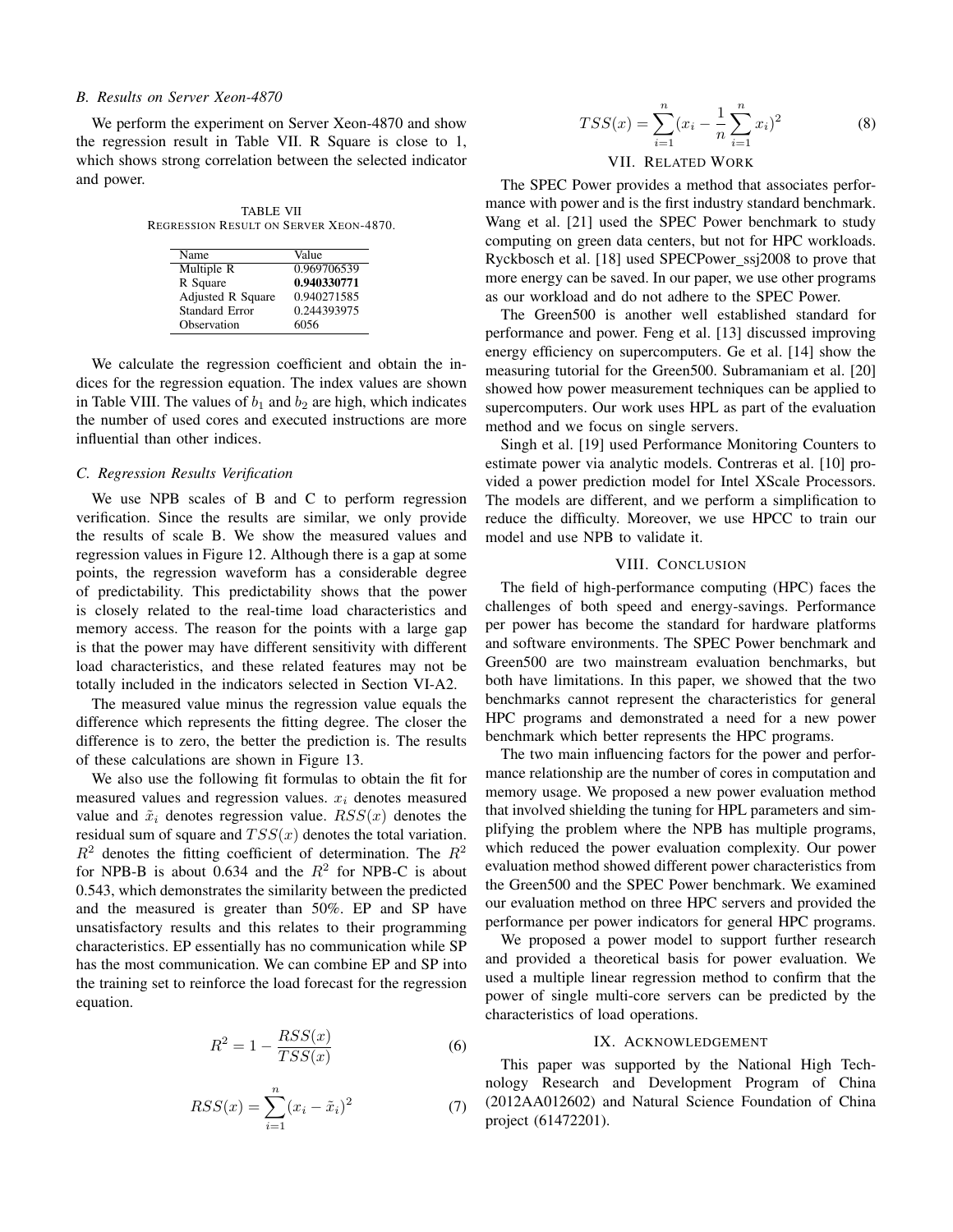### B. Results on Server Xeon-4870

We perform the experiment on Server Xeon-4870 and show the regression result in Table VII. R Square is close to 1, which shows strong correlation between the selected indicator and power.

TABLE VII
REGRESSION RESULT ON SERVER XEON-4870.

| Name | Value |
|---|---|
| Multiple R | 0.969706539 |
| R Square | **0.940330771** |
| Adjusted R Square | 0.940271585 |
| Standard Error | 0.244393975 |
| Observation | 6056 |

We calculate the regression coefficient and obtain the indices for the regression equation. The index values are shown in Table VIII. The values of $b_1$ and $b_2$ are high, which indicates the number of used cores and executed instructions are more influential than other indices.

### C. Regression Results Verification

We use NPB scales of B and C to perform regression verification. Since the results are similar, we only provide the results of scale B. We show the measured values and regression values in Figure 12. Although there is a gap at some points, the regression waveform has a considerable degree of predictability. This predictability shows that the power is closely related to the real-time load characteristics and memory access. The reason for the points with a large gap is that the power may have different sensitivity with different load characteristics, and these related features may not be totally included in the indicators selected in Section VI-A2.

The measured value minus the regression value equals the difference which represents the fitting degree. The closer the difference is to zero, the better the prediction is. The results of these calculations are shown in Figure 13.

We also use the following fit formulas to obtain the fit for measured values and regression values. $x_i$ denotes measured value and $\tilde{x}_i$ denotes regression value. $RSS(x)$ denotes the residual sum of square and $TSS(x)$ denotes the total variation. $R^2$ denotes the fitting coefficient of determination. The $R^2$ for NPB-B is about 0.634 and the $R^2$ for NPB-C is about 0.543, which demonstrates the similarity between the predicted and the measured is greater than 50%. EP and SP have unsatisfactory results and this relates to their programming characteristics. EP essentially has no communication while SP has the most communication. We can combine EP and SP into the training set to reinforce the load forecast for the regression equation.

$$R^2 = 1 - \frac{RSS(x)}{TSS(x)} \tag{6}$$

$$RSS(x) = \sum_{i=1}^{n} (x_i - \tilde{x}_i)^2 \tag{7}$$

$$TSS(x) = \sum_{i=1}^{n} (x_i - \frac{1}{n} \sum_{i=1}^{n} x_i)^2 \tag{8}$$

## VII. Related Work

The SPEC Power provides a method that associates performance with power and is the first industry standard benchmark. Wang et al. [21] used the SPEC Power benchmark to study computing on green data centers, but not for HPC workloads. Ryckbosch et al. [18] used SPECPower_ssj2008 to prove that more energy can be saved. In our paper, we use other programs as our workload and do not adhere to the SPEC Power.

The Green500 is another well established standard for performance and power. Feng et al. [13] discussed improving energy efficiency on supercomputers. Ge et al. [14] show the measuring tutorial for the Green500. Subramaniam et al. [20] showed how power measurement techniques can be applied to supercomputers. Our work uses HPL as part of the evaluation method and we focus on single servers.

Singh et al. [19] used Performance Monitoring Counters to estimate power via analytic models. Contreras et al. [10] provided a power prediction model for Intel XScale Processors. The models are different, and we perform a simplification to reduce the difficulty. Moreover, we use HPCC to train our model and use NPB to validate it.

## VIII. Conclusion

The field of high-performance computing (HPC) faces the challenges of both speed and energy-savings. Performance per power has become the standard for hardware platforms and software environments. The SPEC Power benchmark and Green500 are two mainstream evaluation benchmarks, but both have limitations. In this paper, we showed that the two benchmarks cannot represent the characteristics for general HPC programs and demonstrated a need for a new power benchmark which better represents the HPC programs.

The two main influencing factors for the power and performance relationship are the number of cores in computation and memory usage. We proposed a new power evaluation method that involved shielding the tuning for HPL parameters and simplifying the problem where the NPB has multiple programs, which reduced the power evaluation complexity. Our power evaluation method showed different power characteristics from the Green500 and the SPEC Power benchmark. We examined our evaluation method on three HPC servers and provided the performance per power indicators for general HPC programs.

We proposed a power model to support further research and provided a theoretical basis for power evaluation. We used a multiple linear regression method to confirm that the power of single multi-core servers can be predicted by the characteristics of load operations.

## IX. Acknowledgement

This paper was supported by the National High Technology Research and Development Program of China (2012AA012602) and Natural Science Foundation of China project (61472201).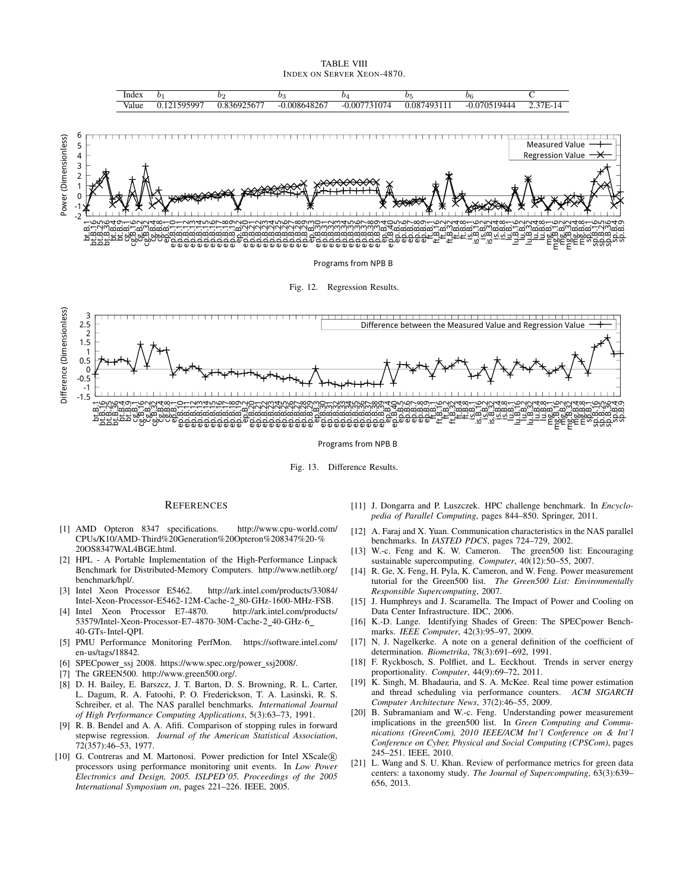TABLE VIII
INDEX ON SERVER XEON-4870.

| Index | $b_1$ | $b_2$ | $b_3$ | $b_4$ | $b_5$ | $b_6$ | C |
|---|---|---|---|---|---|---|---|
| Value | 0.121595997 | 0.836925677 | -0.008648267 | -0.007731074 | 0.087493111 | -0.070519444 | 2.37E-14 |

Power (Dimensionless)

Measured Value
Regression Value

Programs from NPB B

Fig. 12. Regression Results.

Difference (Dimensionless)

Difference between the Measured Value and Regression Value

Programs from NPB B

Fig. 13. Difference Results.

## REFERENCES

[1] AMD Opteron 8347 specifications. http://www.cpu-world.com/CPUs/K10/AMD-Third%20Generation%20Opteron%208347%20-%20OS8347WAL4BGE.html.

[2] HPL - A Portable Implementation of the High-Performance Linpack Benchmark for Distributed-Memory Computers. http://www.netlib.org/benchmark/hpl/.

[3] Intel Xeon Processor E5462. http://ark.intel.com/products/33084/Intel-Xeon-Processor-E5462-12M-Cache-2_80-GHz-1600-MHz-FSB.

[4] Intel Xeon Processor E7-4870. http://ark.intel.com/products/53579/Intel-Xeon-Processor-E7-4870-30M-Cache-2_40-GHz-6_40-GTs-Intel-QPI.

[5] PMU Performance Monitoring PerfMon. https://software.intel.com/en-us/tags/18842.

[6] SPECpower_ssj 2008. https://www.spec.org/power_ssj2008/.

[7] The GREEN500. http://www.green500.org/.

[8] D. H. Bailey, E. Barszcz, J. T. Barton, D. S. Browning, R. L. Carter, L. Dagum, R. A. Fatoohi, P. O. Frederickson, T. A. Lasinski, R. S. Schreiber, et al. The NAS parallel benchmarks. *International Journal of High Performance Computing Applications*, 5(3):63–73, 1991.

[9] R. B. Bendel and A. A. Afifi. Comparison of stopping rules in forward stepwise regression. *Journal of the American Statistical Association*, 72(357):46–53, 1977.

[10] G. Contreras and M. Martonosi. Power prediction for Intel XScale® processors using performance monitoring unit events. In *Low Power Electronics and Design, 2005. ISLPED'05. Proceedings of the 2005 International Symposium on*, pages 221–226. IEEE, 2005.

[11] J. Dongarra and P. Luszczek. HPC challenge benchmark. In *Encyclopedia of Parallel Computing*, pages 844–850. Springer, 2011.

[12] A. Faraj and X. Yuan. Communication characteristics in the NAS parallel benchmarks. In *IASTED PDCS*, pages 724–729, 2002.

[13] W.-c. Feng and K. W. Cameron. The green500 list: Encouraging sustainable supercomputing. *Computer*, 40(12):50–55, 2007.

[14] R. Ge, X. Feng, H. Pyla, K. Cameron, and W. Feng. Power measurement tutorial for the Green500 list. *The Green500 List: Environmentally Responsible Supercomputing*, 2007.

[15] J. Humphreys and J. Scaramella. The Impact of Power and Cooling on Data Center Infrastructure. IDC, 2006.

[16] K.-D. Lange. Identifying Shades of Green: The SPECpower Benchmarks. *IEEE Computer*, 42(3):95–97, 2009.

[17] N. J. Nagelkerke. A note on a general definition of the coefficient of determination. *Biometrika*, 78(3):691–692, 1991.

[18] F. Ryckbosch, S. Polfliet, and L. Eeckhout. Trends in server energy proportionality. *Computer*, 44(9):69–72, 2011.

[19] K. Singh, M. Bhadauria, and S. A. McKee. Real time power estimation and thread scheduling via performance counters. *ACM SIGARCH Computer Architecture News*, 37(2):46–55, 2009.

[20] B. Subramaniam and W.-c. Feng. Understanding power measurement implications in the green500 list. In *Green Computing and Communications (GreenCom), 2010 IEEE/ACM Int'l Conference on & Int'l Conference on Cyber, Physical and Social Computing (CPSCom)*, pages 245–251. IEEE, 2010.

[21] L. Wang and S. U. Khan. Review of performance metrics for green data centers: a taxonomy study. *The Journal of Supercomputing*, 63(3):639–656, 2013.